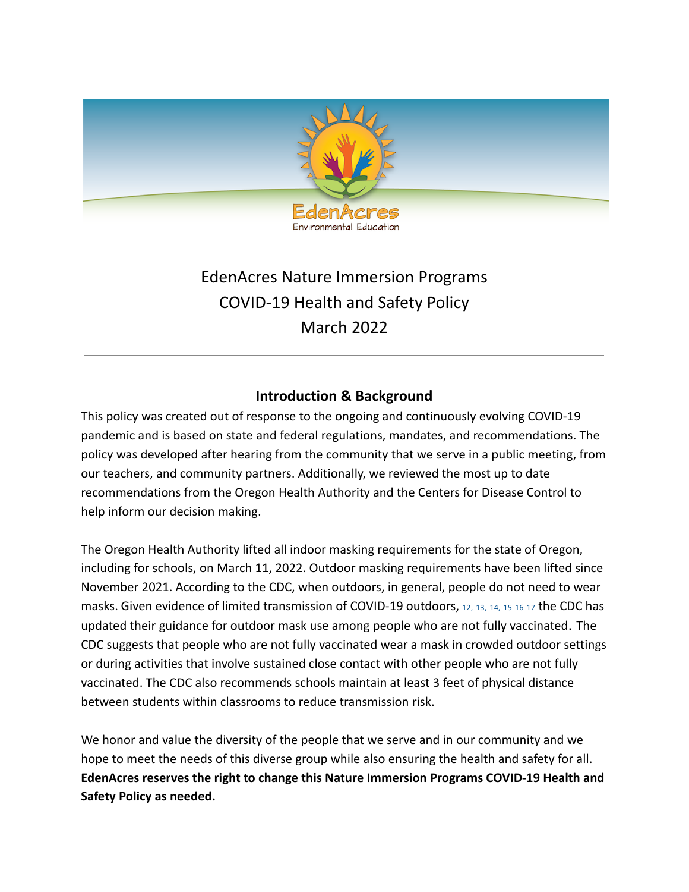# EdenAcres Nature Immersion Programs
# COVID-19 Health and Safety Policy
# March 2022

---

## Introduction & Background

This policy was created out of response to the ongoing and continuously evolving COVID-19 pandemic and is based on state and federal regulations, mandates, and recommendations. The policy was developed after hearing from the community that we serve in a public meeting, from our teachers, and community partners. Additionally, we reviewed the most up to date recommendations from the Oregon Health Authority and the Centers for Disease Control to help inform our decision making.

The Oregon Health Authority lifted all indoor masking requirements for the state of Oregon, including for schools, on March 11, 2022. Outdoor masking requirements have been lifted since November 2021. According to the CDC, when outdoors, in general, people do not need to wear masks. Given evidence of limited transmission of COVID-19 outdoors, [12, 13, 14, 15, 16, 17] the CDC has updated their guidance for outdoor mask use among people who are not fully vaccinated. The CDC suggests that people who are not fully vaccinated wear a mask in crowded outdoor settings or during activities that involve sustained close contact with other people who are not fully vaccinated. The CDC also recommends schools maintain at least 3 feet of physical distance between students within classrooms to reduce transmission risk.

We honor and value the diversity of the people that we serve and in our community and we hope to meet the needs of this diverse group while also ensuring the health and safety for all. **EdenAcres reserves the right to change this Nature Immersion Programs COVID-19 Health and Safety Policy as needed.**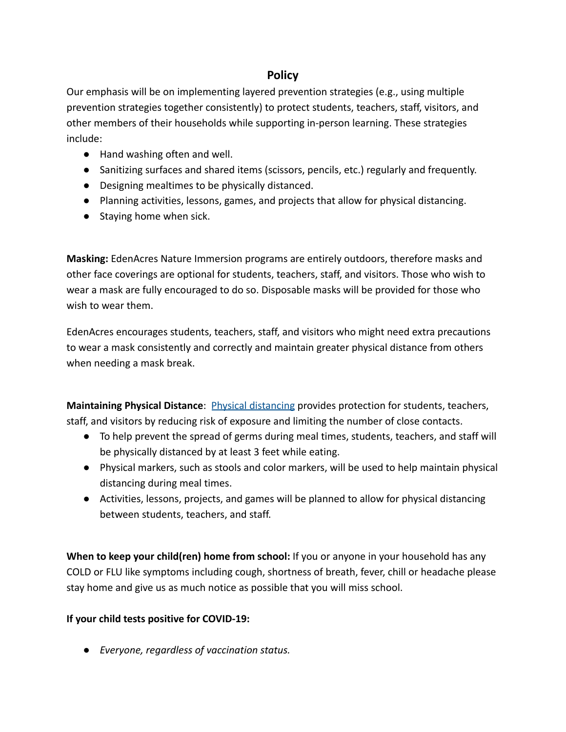## Policy

Our emphasis will be on implementing layered prevention strategies (e.g., using multiple prevention strategies together consistently) to protect students, teachers, staff, visitors, and other members of their households while supporting in-person learning. These strategies include:

- Hand washing often and well.
- Sanitizing surfaces and shared items (scissors, pencils, etc.) regularly and frequently.
- Designing mealtimes to be physically distanced.
- Planning activities, lessons, games, and projects that allow for physical distancing.
- Staying home when sick.

**Masking:** EdenAcres Nature Immersion programs are entirely outdoors, therefore masks and other face coverings are optional for students, teachers, staff, and visitors. Those who wish to wear a mask are fully encouraged to do so. Disposable masks will be provided for those who wish to wear them.

EdenAcres encourages students, teachers, staff, and visitors who might need extra precautions to wear a mask consistently and correctly and maintain greater physical distance from others when needing a mask break.

**Maintaining Physical Distance**: Physical distancing provides protection for students, teachers, staff, and visitors by reducing risk of exposure and limiting the number of close contacts.

- To help prevent the spread of germs during meal times, students, teachers, and staff will be physically distanced by at least 3 feet while eating.
- Physical markers, such as stools and color markers, will be used to help maintain physical distancing during meal times.
- Activities, lessons, projects, and games will be planned to allow for physical distancing between students, teachers, and staff.

**When to keep your child(ren) home from school:** If you or anyone in your household has any COLD or FLU like symptoms including cough, shortness of breath, fever, chill or headache please stay home and give us as much notice as possible that you will miss school.

**If your child tests positive for COVID-19:**

- *Everyone, regardless of vaccination status.*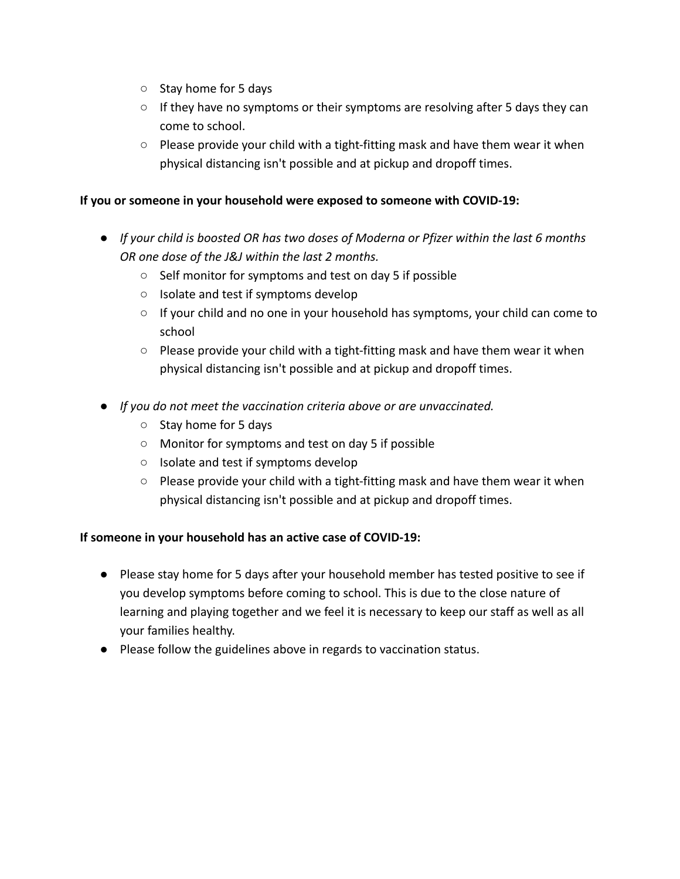- Stay home for 5 days
  - If they have no symptoms or their symptoms are resolving after 5 days they can come to school.
  - Please provide your child with a tight-fitting mask and have them wear it when physical distancing isn't possible and at pickup and dropoff times.

**If you or someone in your household were exposed to someone with COVID-19:**

- *If your child is boosted OR has two doses of Moderna or Pfizer within the last 6 months OR one dose of the J&J within the last 2 months.*
  - Self monitor for symptoms and test on day 5 if possible
  - Isolate and test if symptoms develop
  - If your child and no one in your household has symptoms, your child can come to school
  - Please provide your child with a tight-fitting mask and have them wear it when physical distancing isn't possible and at pickup and dropoff times.

- *If you do not meet the vaccination criteria above or are unvaccinated.*
  - Stay home for 5 days
  - Monitor for symptoms and test on day 5 if possible
  - Isolate and test if symptoms develop
  - Please provide your child with a tight-fitting mask and have them wear it when physical distancing isn't possible and at pickup and dropoff times.

**If someone in your household has an active case of COVID-19:**

- Please stay home for 5 days after your household member has tested positive to see if you develop symptoms before coming to school. This is due to the close nature of learning and playing together and we feel it is necessary to keep our staff as well as all your families healthy.
- Please follow the guidelines above in regards to vaccination status.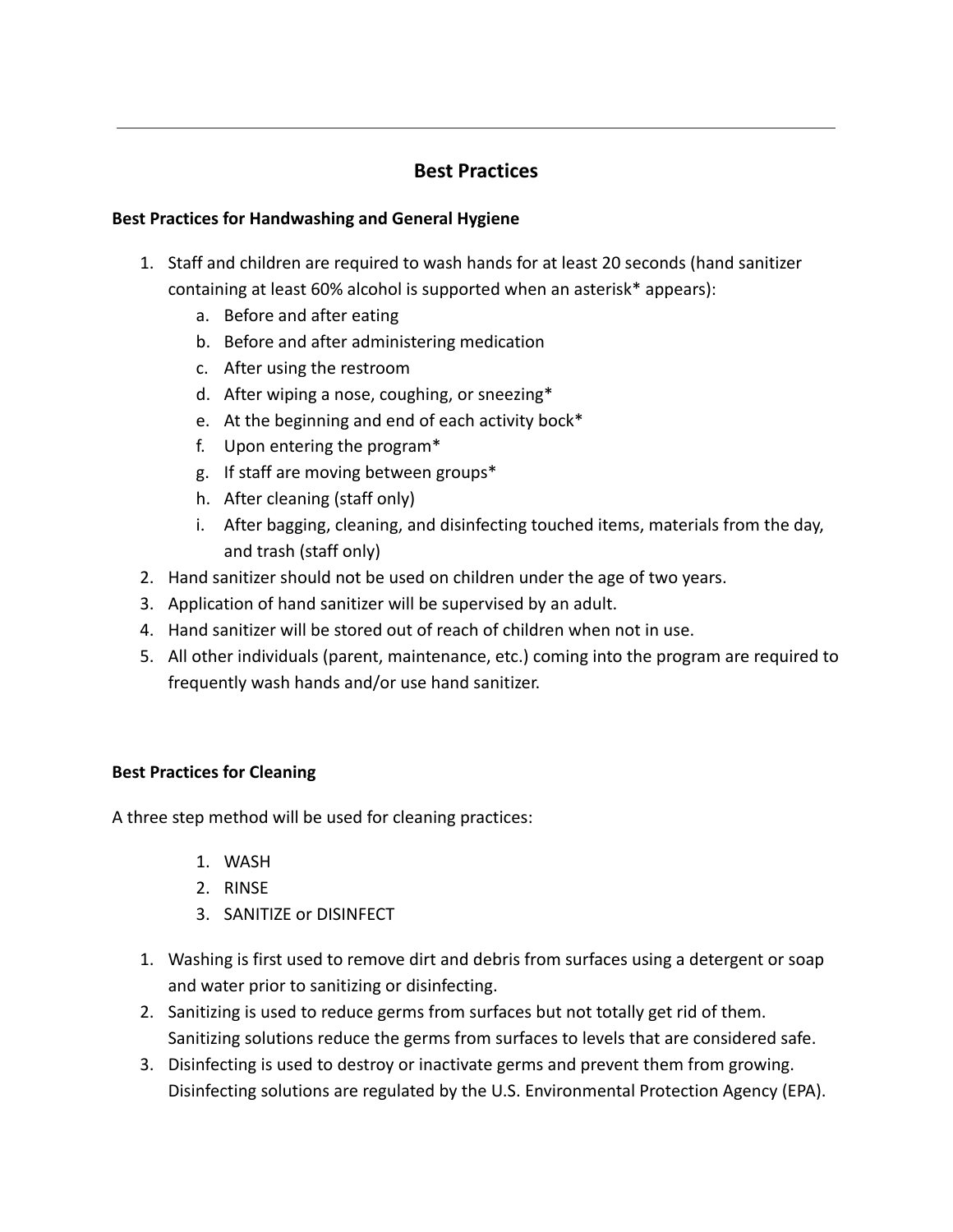---

## Best Practices

### Best Practices for Handwashing and General Hygiene

1. Staff and children are required to wash hands for at least 20 seconds (hand sanitizer containing at least 60% alcohol is supported when an asterisk* appears):
   a. Before and after eating
   b. Before and after administering medication
   c. After using the restroom
   d. After wiping a nose, coughing, or sneezing*
   e. At the beginning and end of each activity bock*
   f. Upon entering the program*
   g. If staff are moving between groups*
   h. After cleaning (staff only)
   i. After bagging, cleaning, and disinfecting touched items, materials from the day, and trash (staff only)
2. Hand sanitizer should not be used on children under the age of two years.
3. Application of hand sanitizer will be supervised by an adult.
4. Hand sanitizer will be stored out of reach of children when not in use.
5. All other individuals (parent, maintenance, etc.) coming into the program are required to frequently wash hands and/or use hand sanitizer.

### Best Practices for Cleaning

A three step method will be used for cleaning practices:

1. WASH
2. RINSE
3. SANITIZE or DISINFECT

1. Washing is first used to remove dirt and debris from surfaces using a detergent or soap and water prior to sanitizing or disinfecting.
2. Sanitizing is used to reduce germs from surfaces but not totally get rid of them. Sanitizing solutions reduce the germs from surfaces to levels that are considered safe.
3. Disinfecting is used to destroy or inactivate germs and prevent them from growing. Disinfecting solutions are regulated by the U.S. Environmental Protection Agency (EPA).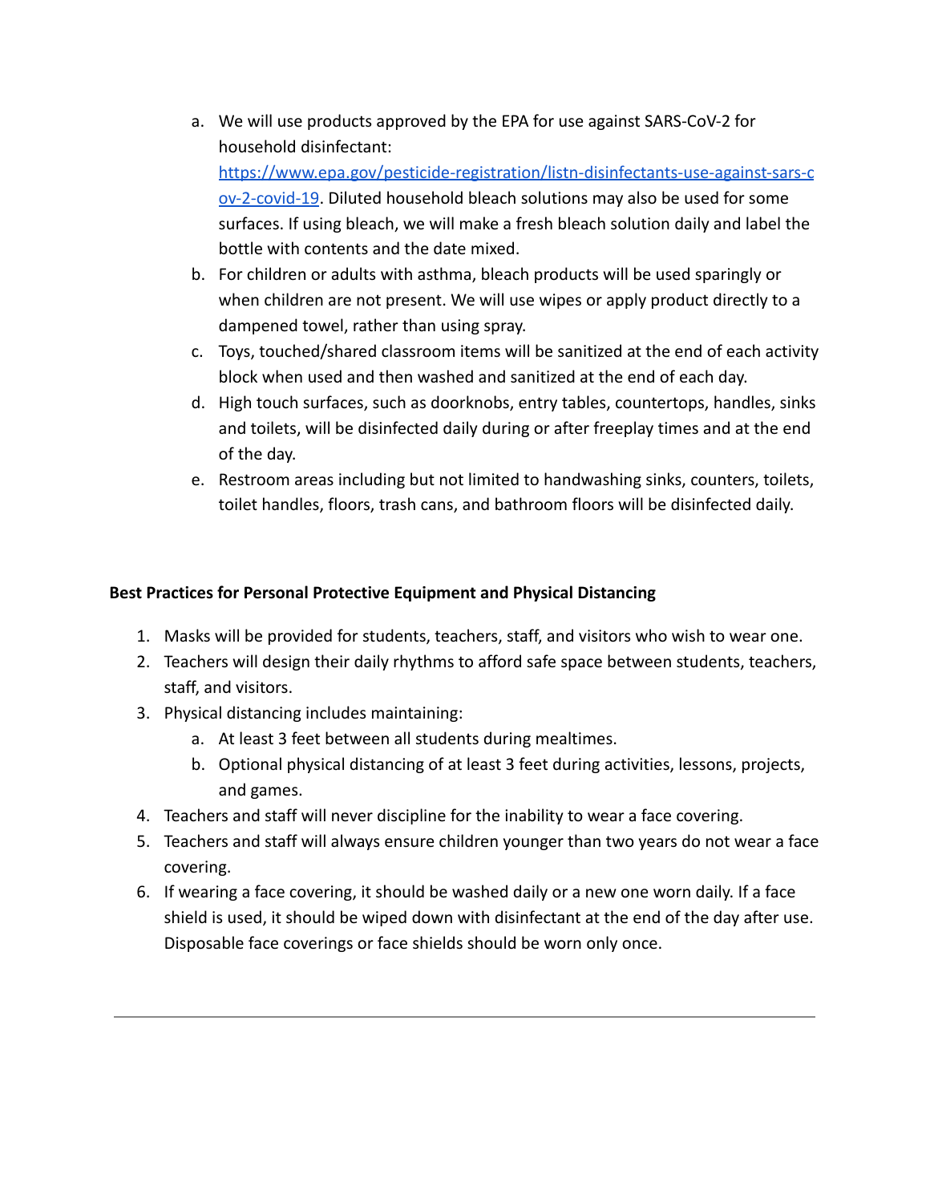a. We will use products approved by the EPA for use against SARS-CoV-2 for household disinfectant: [https://www.epa.gov/pesticide-registration/listn-disinfectants-use-against-sars-cov-2-covid-19](https://www.epa.gov/pesticide-registration/listn-disinfectants-use-against-sars-cov-2-covid-19). Diluted household bleach solutions may also be used for some surfaces. If using bleach, we will make a fresh bleach solution daily and label the bottle with contents and the date mixed.

b. For children or adults with asthma, bleach products will be used sparingly or when children are not present. We will use wipes or apply product directly to a dampened towel, rather than using spray.

c. Toys, touched/shared classroom items will be sanitized at the end of each activity block when used and then washed and sanitized at the end of each day.

d. High touch surfaces, such as doorknobs, entry tables, countertops, handles, sinks and toilets, will be disinfected daily during or after freeplay times and at the end of the day.

e. Restroom areas including but not limited to handwashing sinks, counters, toilets, toilet handles, floors, trash cans, and bathroom floors will be disinfected daily.

**Best Practices for Personal Protective Equipment and Physical Distancing**

1. Masks will be provided for students, teachers, staff, and visitors who wish to wear one.
2. Teachers will design their daily rhythms to afford safe space between students, teachers, staff, and visitors.
3. Physical distancing includes maintaining:
   a. At least 3 feet between all students during mealtimes.
   b. Optional physical distancing of at least 3 feet during activities, lessons, projects, and games.
4. Teachers and staff will never discipline for the inability to wear a face covering.
5. Teachers and staff will always ensure children younger than two years do not wear a face covering.
6. If wearing a face covering, it should be washed daily or a new one worn daily. If a face shield is used, it should be wiped down with disinfectant at the end of the day after use. Disposable face coverings or face shields should be worn only once.

---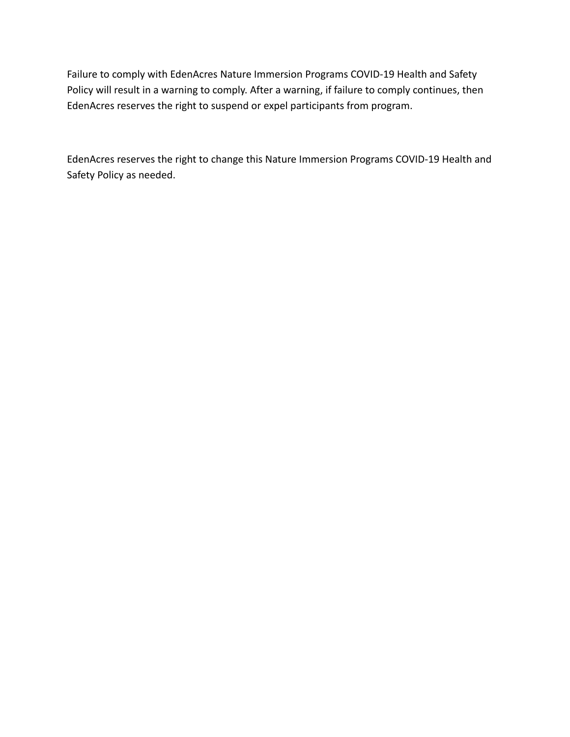Failure to comply with EdenAcres Nature Immersion Programs COVID-19 Health and Safety Policy will result in a warning to comply. After a warning, if failure to comply continues, then EdenAcres reserves the right to suspend or expel participants from program.

EdenAcres reserves the right to change this Nature Immersion Programs COVID-19 Health and Safety Policy as needed.